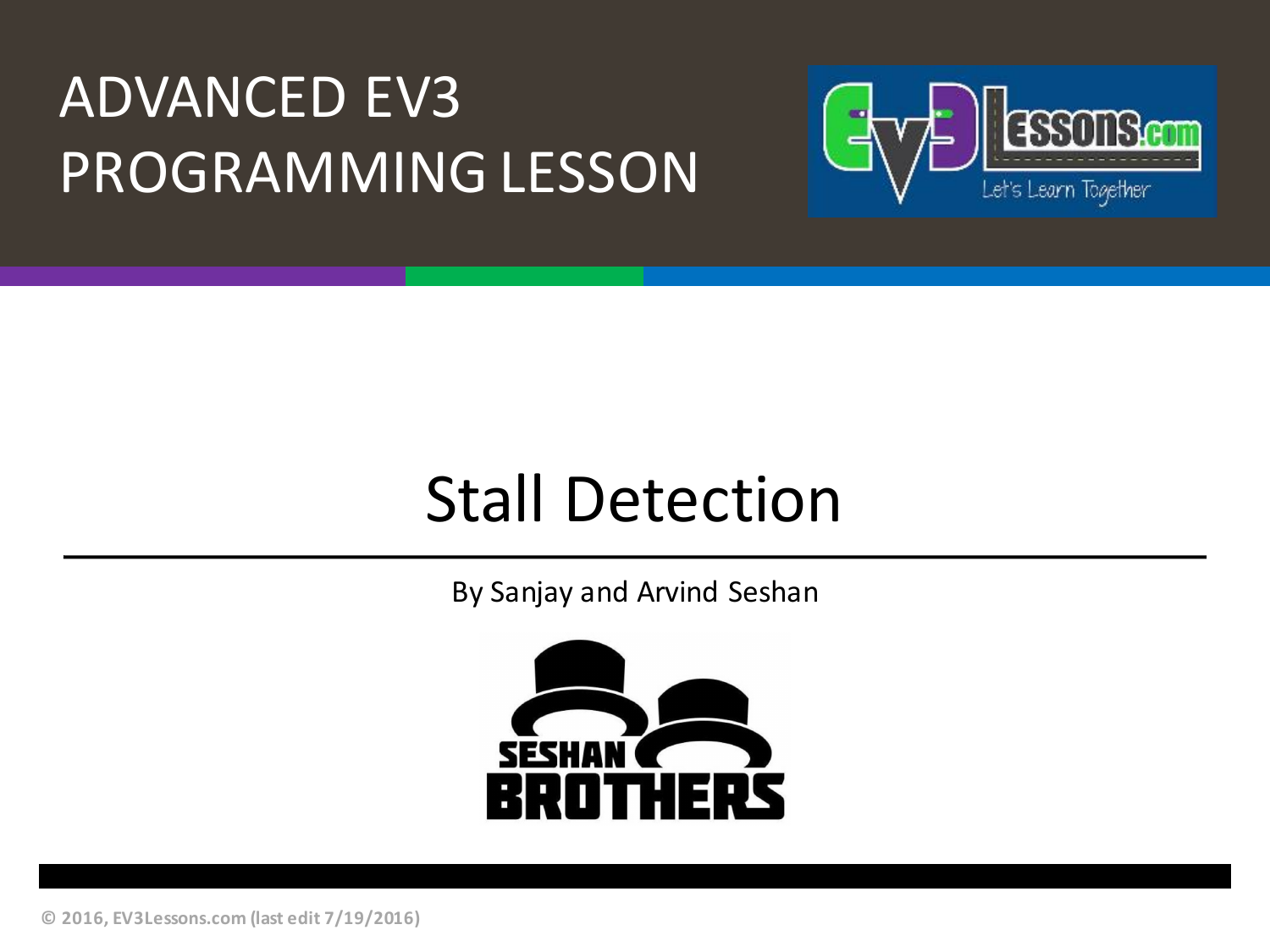# ADVANCED EV3 PROGRAMMING LESSON

## Stall Detection

By Sanjay and Arvind Seshan

© 2016, EV3Lessons.com (last edit 7/19/2016)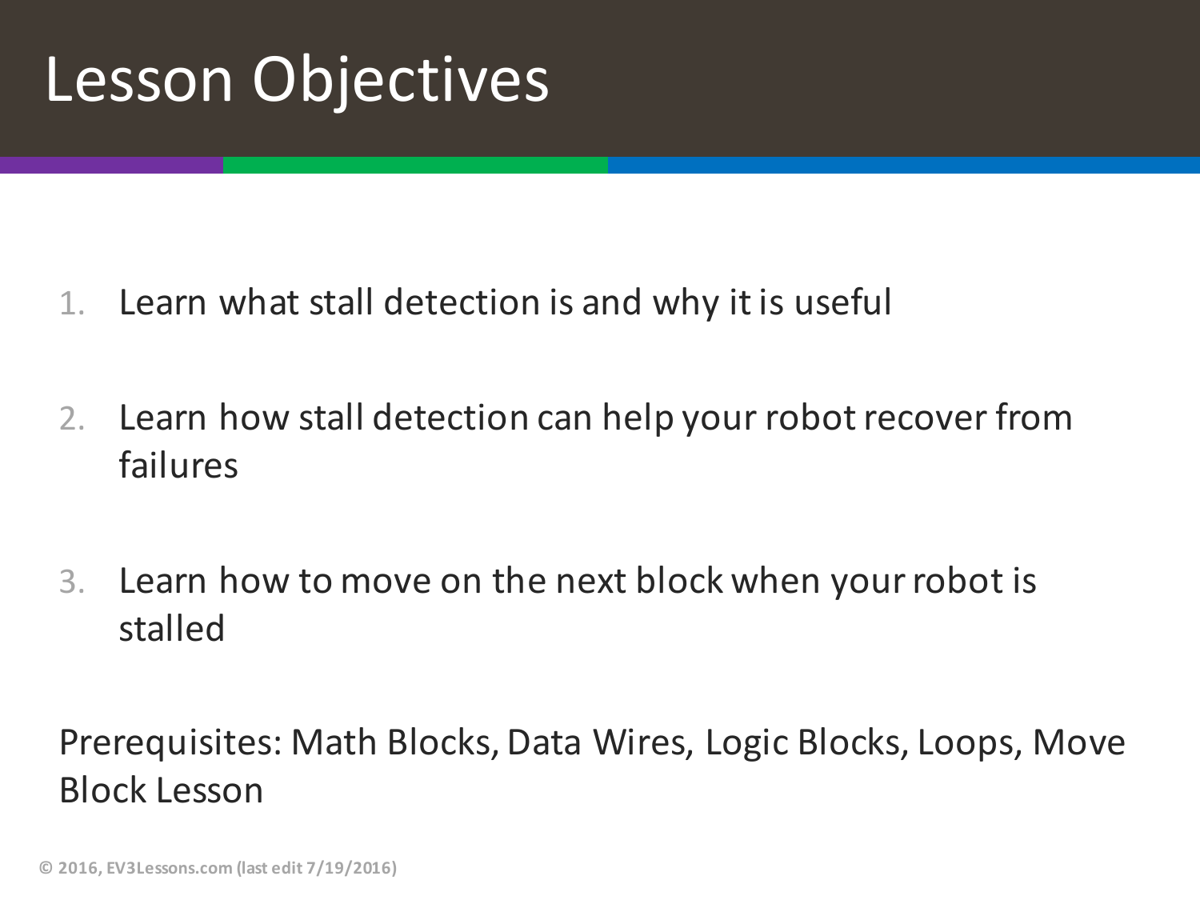# Lesson Objectives

1. Learn what stall detection is and why it is useful

2. Learn how stall detection can help your robot recover from failures

3. Learn how to move on the next block when your robot is stalled

Prerequisites: Math Blocks, Data Wires, Logic Blocks, Loops, Move Block Lesson

© 2016, EV3Lessons.com (last edit 7/19/2016)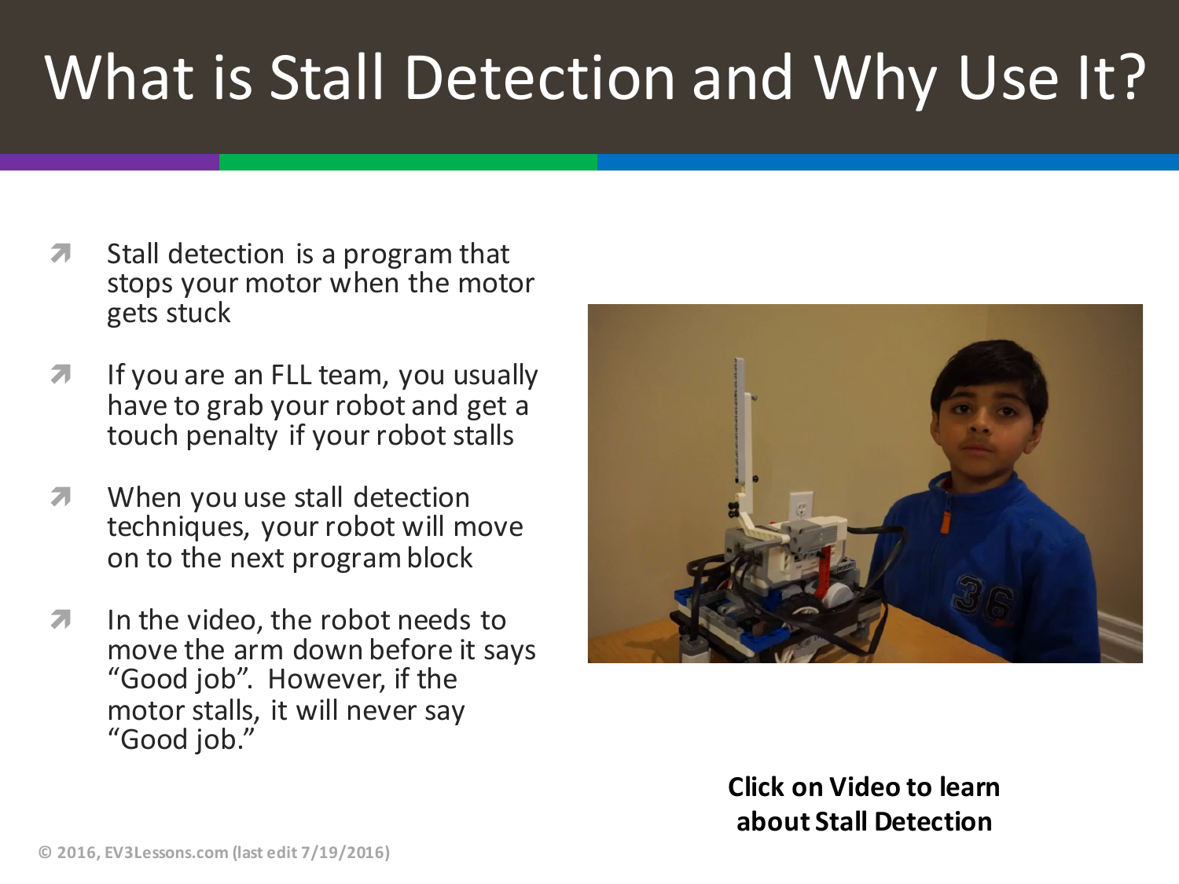# What is Stall Detection and Why Use It?

- Stall detection is a program that stops your motor when the motor gets stuck
- If you are an FLL team, you usually have to grab your robot and get a touch penalty if your robot stalls
- When you use stall detection techniques, your robot will move on to the next program block
- In the video, the robot needs to move the arm down before it says “Good job”. However, if the motor stalls, it will never say “Good job.”

**Click on Video to learn about Stall Detection**

© 2016, EV3Lessons.com (last edit 7/19/2016)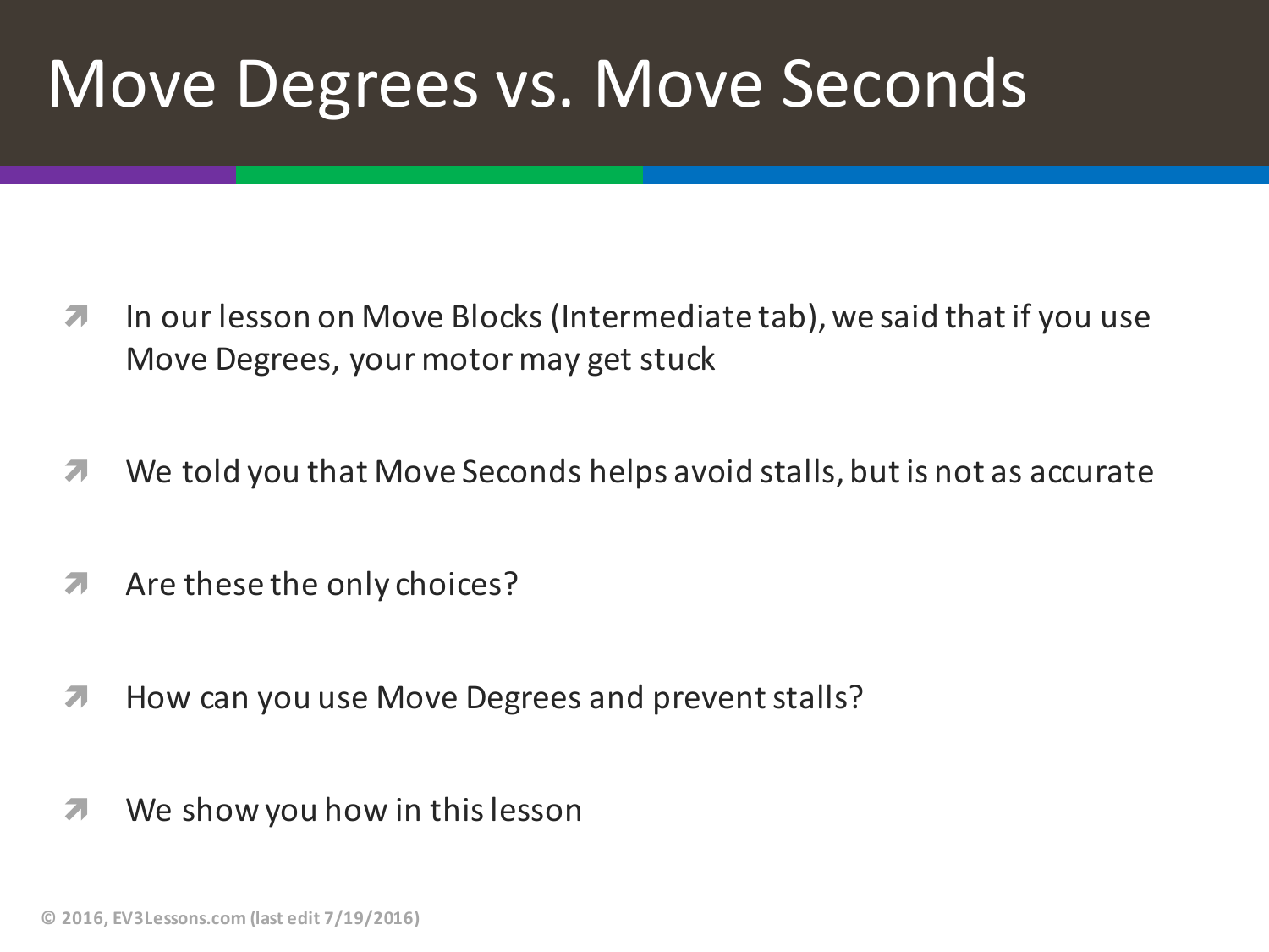# Move Degrees vs. Move Seconds

- In our lesson on Move Blocks (Intermediate tab), we said that if you use Move Degrees, your motor may get stuck
- We told you that Move Seconds helps avoid stalls, but is not as accurate
- Are these the only choices?
- How can you use Move Degrees and prevent stalls?
- We show you how in this lesson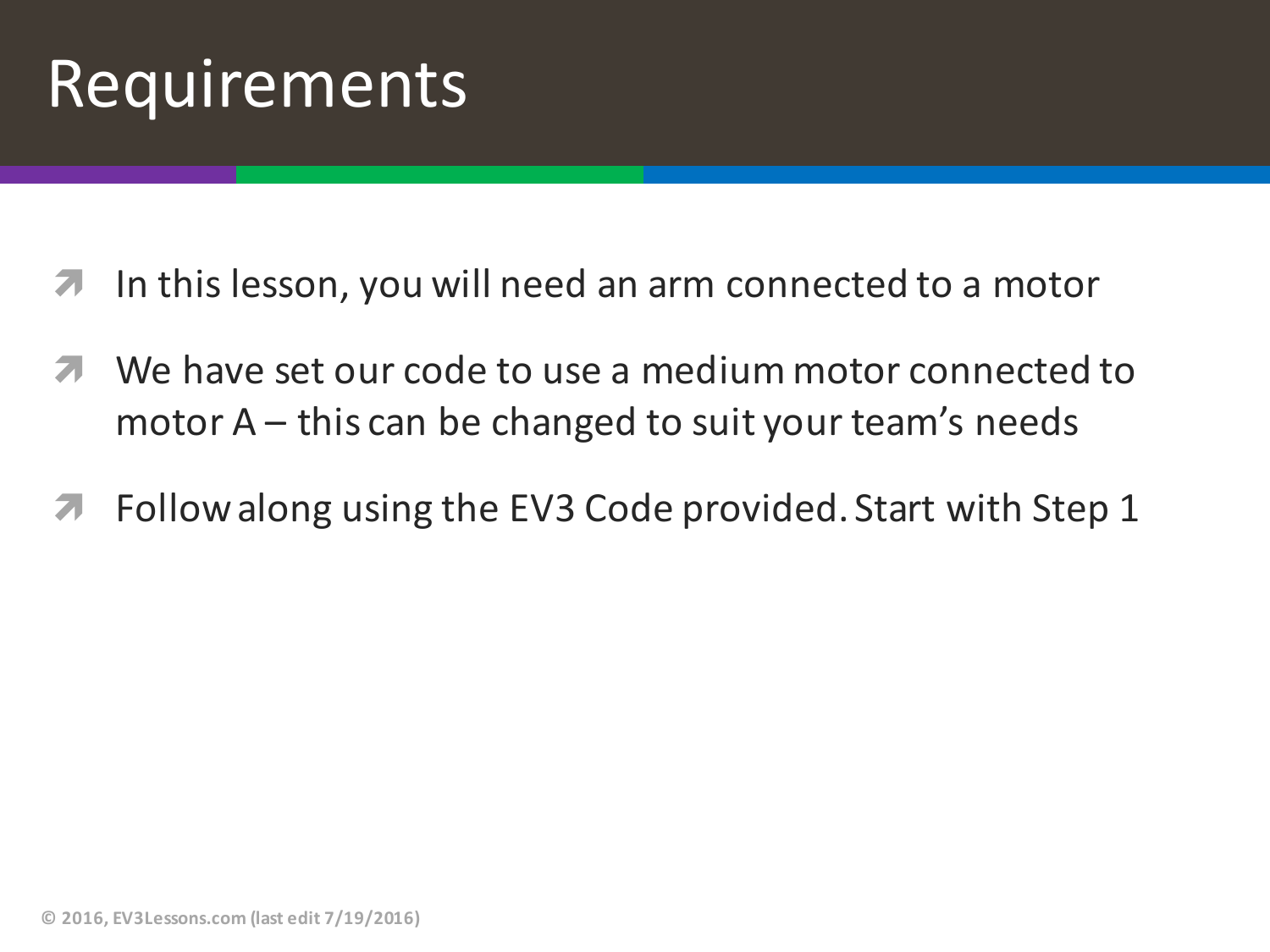# Requirements

- In this lesson, you will need an arm connected to a motor
- We have set our code to use a medium motor connected to motor A – this can be changed to suit your team's needs
- Follow along using the EV3 Code provided. Start with Step 1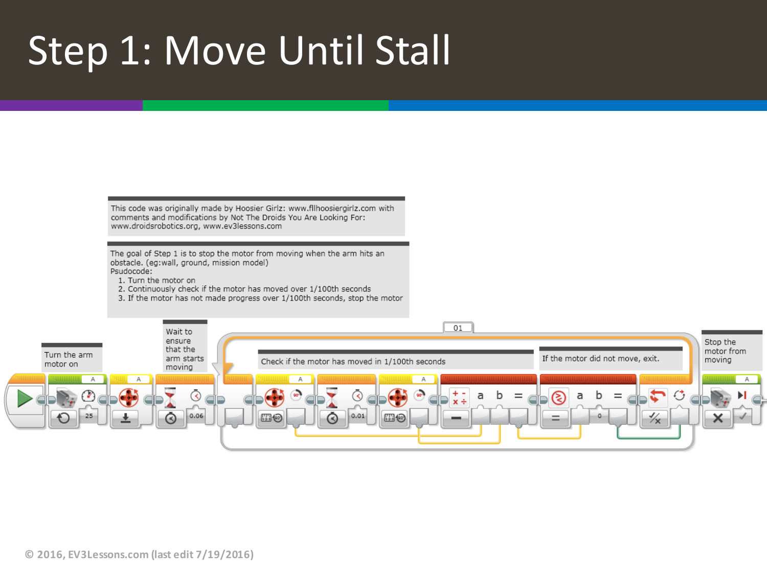# Step 1: Move Until Stall

This code was originally made by Hoosier Girlz: www.fllhoosiergirlz.com with comments and modifications by Not The Droids You Are Looking For: www.droidsrobotics.org, www.ev3lessons.com

The goal of Step 1 is to stop the motor from moving when the arm hits an obstacle. (eg:wall, ground, mission model)
Psudocode:
1. Turn the motor on
2. Continuously check if the motor has moved over 1/100th seconds
3. If the motor has not made progress over 1/100th seconds, stop the motor

Turn the arm motor on

Wait to ensure that the arm starts moving

01

Check if the motor has moved in 1/100th seconds

If the motor did not move, exit.

Stop the motor from moving

A 25 A 0.06 A 0.01 A a b = a b = 0 A

© 2016, EV3Lessons.com (last edit 7/19/2016)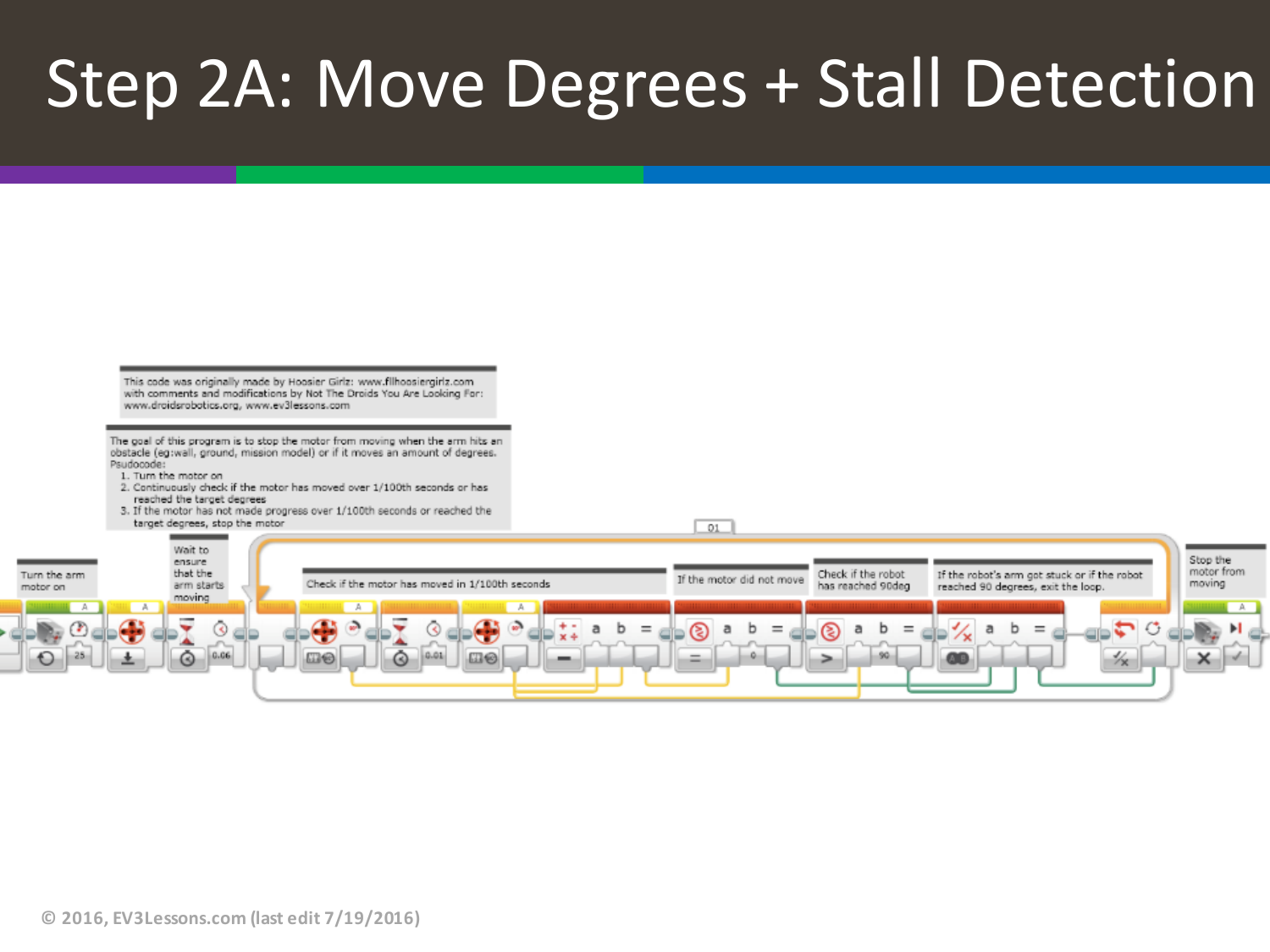# Step 2A: Move Degrees + Stall Detection

This code was originally made by Hoosier Girlz: www.fllhoosiergirlz.com with comments and modifications by Not The Droids You Are Looking For: www.droidsrobotics.org, www.ev3lessons.com

The goal of this program is to stop the motor from moving when the arm hits an obstacle (eg:wall, ground, mission model) or if it moves an amount of degrees.
Psudocode:

1. Turn the motor on
2. Continuously check if the motor has moved over 1/100th seconds or has reached the target degrees
3. If the motor has not made progress over 1/100th seconds or reached the target degrees, stop the motor

Turn the arm motor on

Wait to ensure that the arm starts moving

Check if the motor has moved in 1/100th seconds

If the motor did not move

Check if the robot has reached 90deg

If the robot's arm got stuck or if the robot reached 90 degrees, exit the loop.

Stop the motor from moving

© 2016, EV3Lessons.com (last edit 7/19/2016)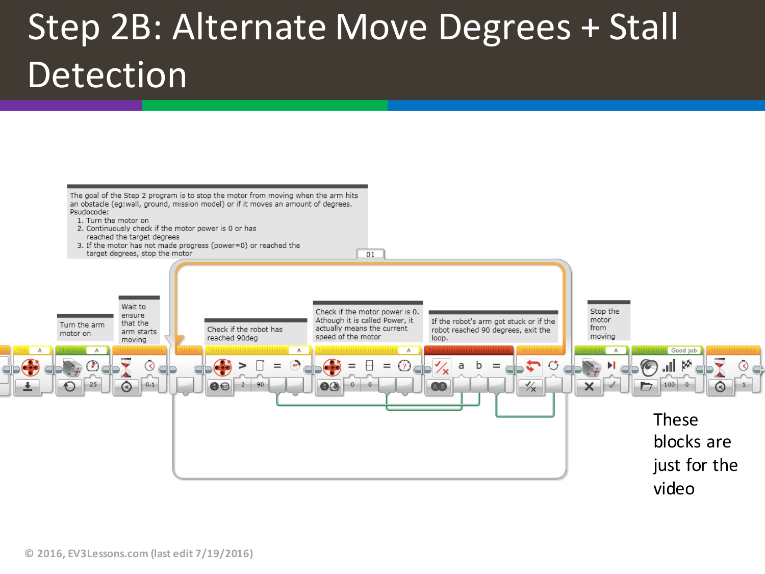# Step 2B: Alternate Move Degrees + Stall Detection

The goal of the Step 2 program is to stop the motor from moving when the arm hits an obstacle (eg:wall, ground, mission model) or if it moves an amount of degrees.
Psudocode:
1. Turn the motor on
2. Continuously check if the motor power is 0 or has reached the target degrees
3. If the motor has not made progress (power=0) or reached the target degrees, stop the motor

01

Turn the arm motor on

Wait to ensure that the arm starts moving

Check if the robot has reached 90deg

Check if the motor power is 0. Athough it is called Power, it actually means the current speed of the motor

If the robot's arm got stuck or if the robot reached 90 degrees, exit the loop.

Stop the motor from moving

Good job

These blocks are just for the video

© 2016, EV3Lessons.com (last edit 7/19/2016)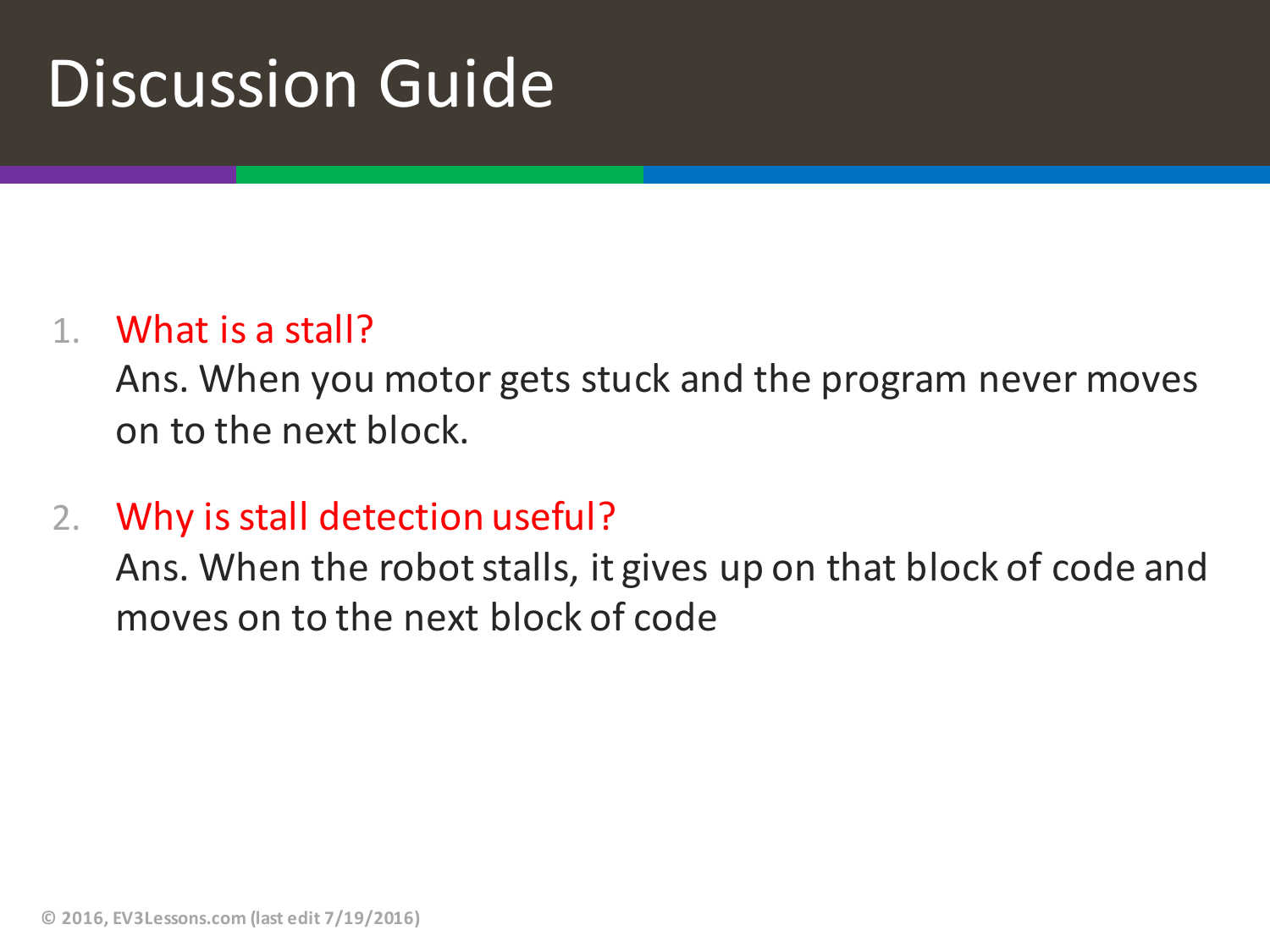# Discussion Guide

1. What is a stall?

   Ans. When you motor gets stuck and the program never moves on to the next block.

2. Why is stall detection useful?

   Ans. When the robot stalls, it gives up on that block of code and moves on to the next block of code

© 2016, EV3Lessons.com (last edit 7/19/2016)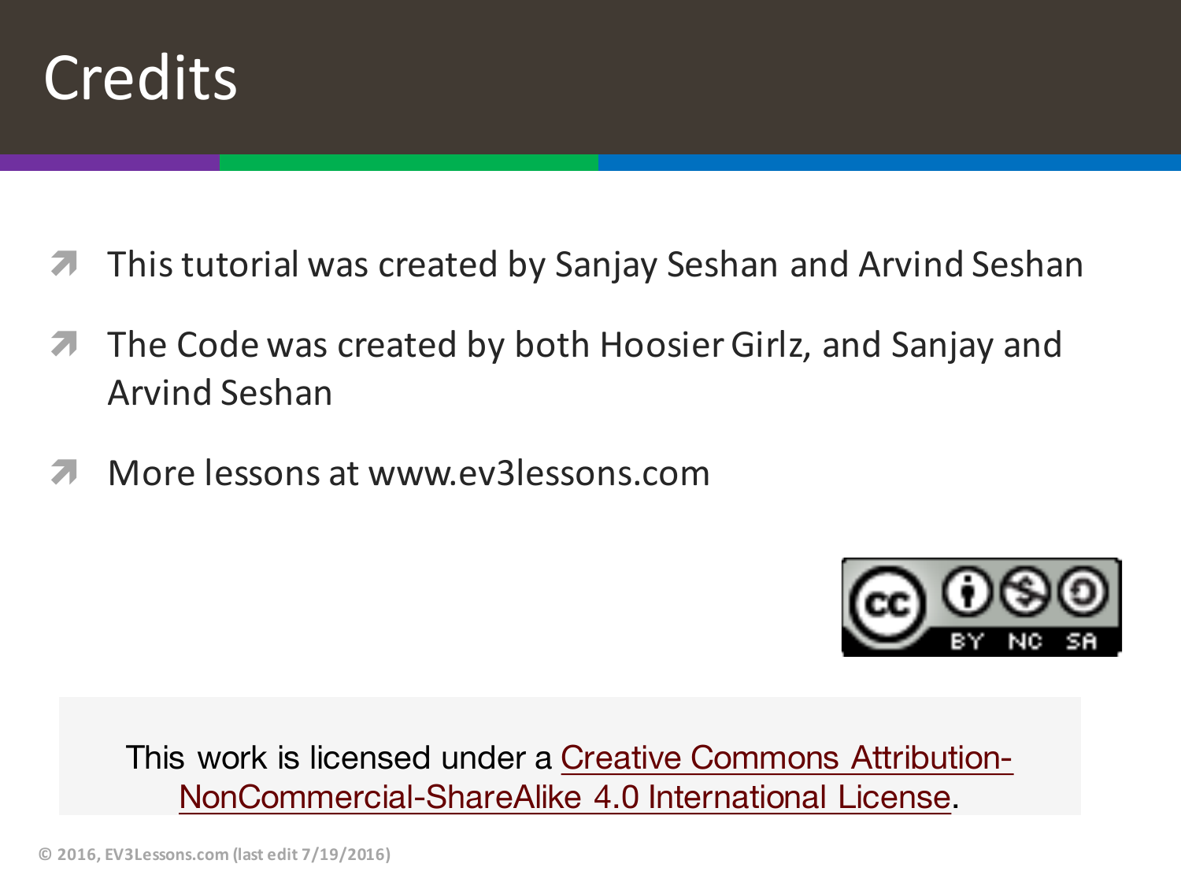# Credits

- This tutorial was created by Sanjay Seshan and Arvind Seshan
- The Code was created by both Hoosier Girlz, and Sanjay and Arvind Seshan
- More lessons at www.ev3lessons.com

This work is licensed under a Creative Commons Attribution-NonCommercial-ShareAlike 4.0 International License.

© 2016, EV3Lessons.com (last edit 7/19/2016)